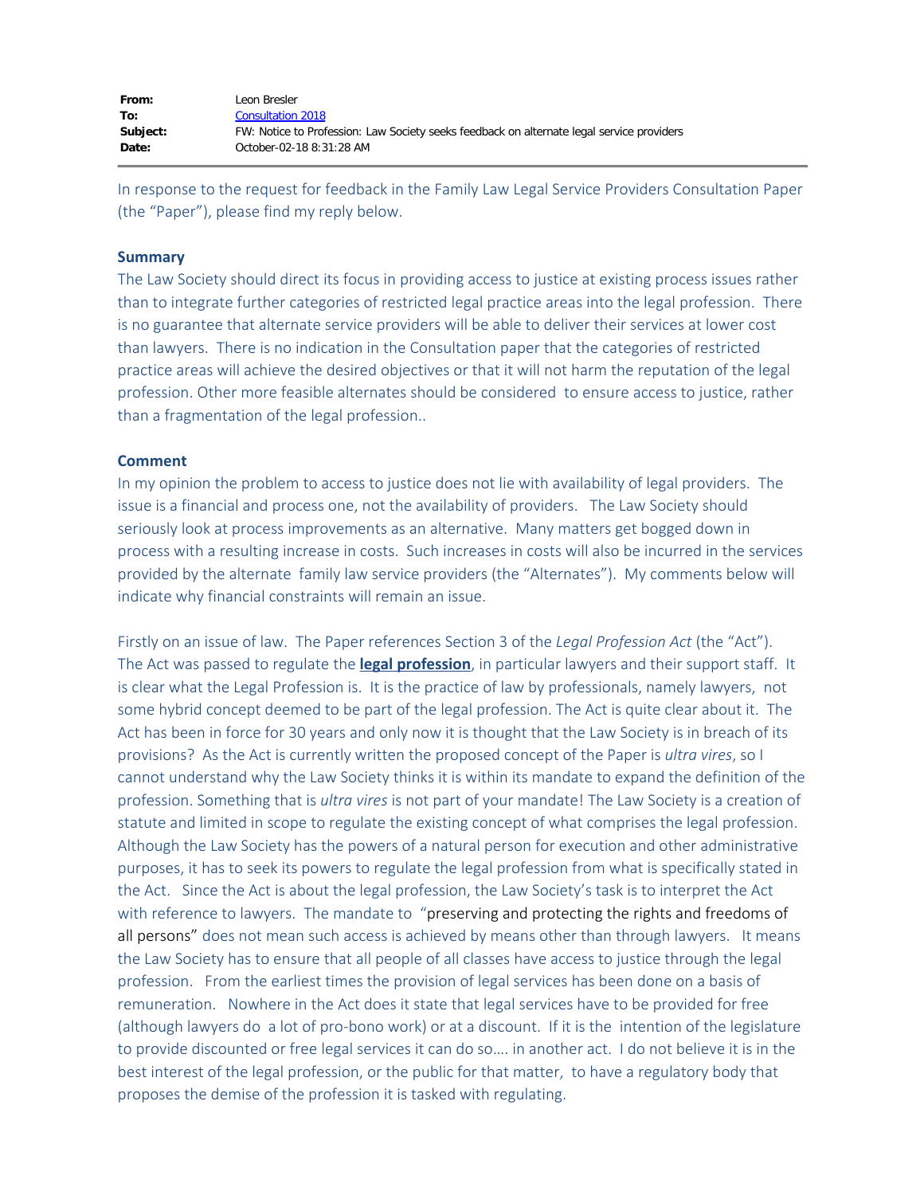| | |
|---|---|
| **From:** | Leon Bresler |
| **To:** | Consultation 2018 |
| **Subject:** | FW: Notice to Profession: Law Society seeks feedback on alternate legal service providers |
| **Date:** | October-02-18 8:31:28 AM |

---

In response to the request for feedback in the Family Law Legal Service Providers Consultation Paper (the "Paper"), please find my reply below.

**Summary**

The Law Society should direct its focus in providing access to justice at existing process issues rather than to integrate further categories of restricted legal practice areas into the legal profession. There is no guarantee that alternate service providers will be able to deliver their services at lower cost than lawyers. There is no indication in the Consultation paper that the categories of restricted practice areas will achieve the desired objectives or that it will not harm the reputation of the legal profession. Other more feasible alternates should be considered to ensure access to justice, rather than a fragmentation of the legal profession..

**Comment**

In my opinion the problem to access to justice does not lie with availability of legal providers. The issue is a financial and process one, not the availability of providers. The Law Society should seriously look at process improvements as an alternative. Many matters get bogged down in process with a resulting increase in costs. Such increases in costs will also be incurred in the services provided by the alternate family law service providers (the "Alternates"). My comments below will indicate why financial constraints will remain an issue.

Firstly on an issue of law. The Paper references Section 3 of the *Legal Profession Act* (the "Act"). The Act was passed to regulate the **legal profession**, in particular lawyers and their support staff. It is clear what the Legal Profession is. It is the practice of law by professionals, namely lawyers, not some hybrid concept deemed to be part of the legal profession. The Act is quite clear about it. The Act has been in force for 30 years and only now it is thought that the Law Society is in breach of its provisions? As the Act is currently written the proposed concept of the Paper is *ultra vires*, so I cannot understand why the Law Society thinks it is within its mandate to expand the definition of the profession. Something that is *ultra vires* is not part of your mandate! The Law Society is a creation of statute and limited in scope to regulate the existing concept of what comprises the legal profession. Although the Law Society has the powers of a natural person for execution and other administrative purposes, it has to seek its powers to regulate the legal profession from what is specifically stated in the Act. Since the Act is about the legal profession, the Law Society's task is to interpret the Act with reference to lawyers. The mandate to "preserving and protecting the rights and freedoms of all persons" does not mean such access is achieved by means other than through lawyers. It means the Law Society has to ensure that all people of all classes have access to justice through the legal profession. From the earliest times the provision of legal services has been done on a basis of remuneration. Nowhere in the Act does it state that legal services have to be provided for free (although lawyers do a lot of pro-bono work) or at a discount. If it is the intention of the legislature to provide discounted or free legal services it can do so.... in another act. I do not believe it is in the best interest of the legal profession, or the public for that matter, to have a regulatory body that proposes the demise of the profession it is tasked with regulating.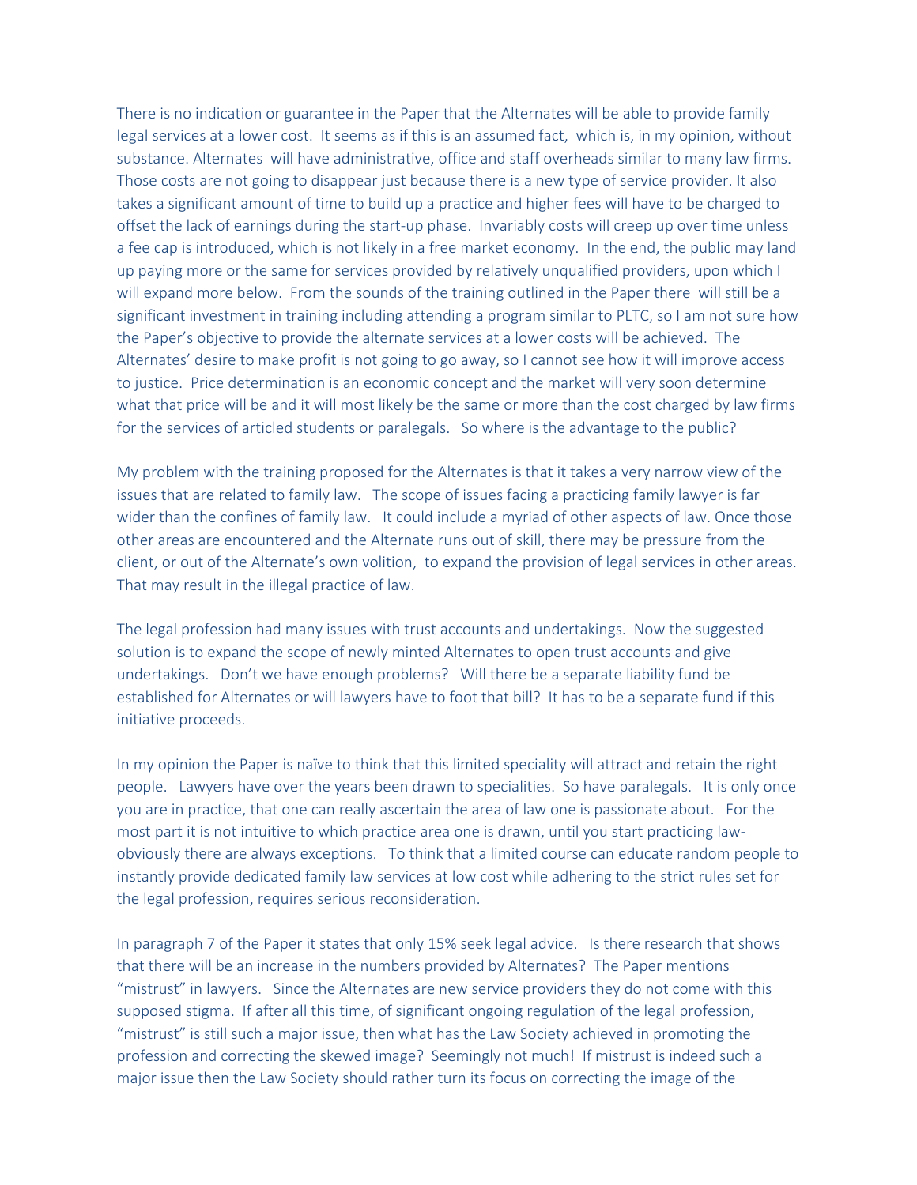There is no indication or guarantee in the Paper that the Alternates will be able to provide family legal services at a lower cost. It seems as if this is an assumed fact, which is, in my opinion, without substance. Alternates will have administrative, office and staff overheads similar to many law firms. Those costs are not going to disappear just because there is a new type of service provider. It also takes a significant amount of time to build up a practice and higher fees will have to be charged to offset the lack of earnings during the start-up phase. Invariably costs will creep up over time unless a fee cap is introduced, which is not likely in a free market economy. In the end, the public may land up paying more or the same for services provided by relatively unqualified providers, upon which I will expand more below. From the sounds of the training outlined in the Paper there will still be a significant investment in training including attending a program similar to PLTC, so I am not sure how the Paper's objective to provide the alternate services at a lower costs will be achieved. The Alternates' desire to make profit is not going to go away, so I cannot see how it will improve access to justice. Price determination is an economic concept and the market will very soon determine what that price will be and it will most likely be the same or more than the cost charged by law firms for the services of articled students or paralegals. So where is the advantage to the public?

My problem with the training proposed for the Alternates is that it takes a very narrow view of the issues that are related to family law. The scope of issues facing a practicing family lawyer is far wider than the confines of family law. It could include a myriad of other aspects of law. Once those other areas are encountered and the Alternate runs out of skill, there may be pressure from the client, or out of the Alternate's own volition, to expand the provision of legal services in other areas. That may result in the illegal practice of law.

The legal profession had many issues with trust accounts and undertakings. Now the suggested solution is to expand the scope of newly minted Alternates to open trust accounts and give undertakings. Don't we have enough problems? Will there be a separate liability fund be established for Alternates or will lawyers have to foot that bill? It has to be a separate fund if this initiative proceeds.

In my opinion the Paper is naïve to think that this limited speciality will attract and retain the right people. Lawyers have over the years been drawn to specialities. So have paralegals. It is only once you are in practice, that one can really ascertain the area of law one is passionate about. For the most part it is not intuitive to which practice area one is drawn, until you start practicing law- obviously there are always exceptions. To think that a limited course can educate random people to instantly provide dedicated family law services at low cost while adhering to the strict rules set for the legal profession, requires serious reconsideration.

In paragraph 7 of the Paper it states that only 15% seek legal advice. Is there research that shows that there will be an increase in the numbers provided by Alternates? The Paper mentions "mistrust" in lawyers. Since the Alternates are new service providers they do not come with this supposed stigma. If after all this time, of significant ongoing regulation of the legal profession, "mistrust" is still such a major issue, then what has the Law Society achieved in promoting the profession and correcting the skewed image? Seemingly not much! If mistrust is indeed such a major issue then the Law Society should rather turn its focus on correcting the image of the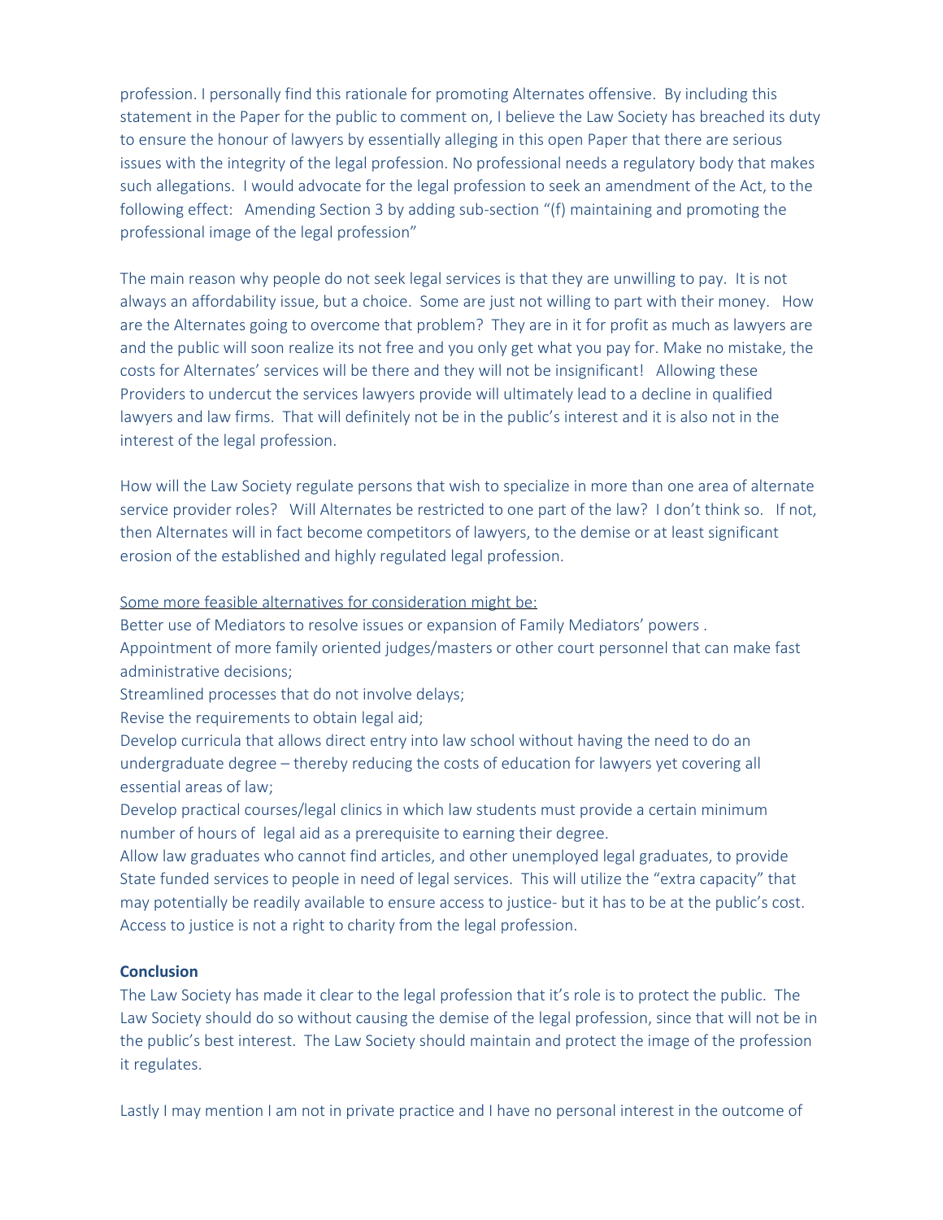profession. I personally find this rationale for promoting Alternates offensive. By including this statement in the Paper for the public to comment on, I believe the Law Society has breached its duty to ensure the honour of lawyers by essentially alleging in this open Paper that there are serious issues with the integrity of the legal profession. No professional needs a regulatory body that makes such allegations. I would advocate for the legal profession to seek an amendment of the Act, to the following effect: Amending Section 3 by adding sub-section "(f) maintaining and promoting the professional image of the legal profession"

The main reason why people do not seek legal services is that they are unwilling to pay. It is not always an affordability issue, but a choice. Some are just not willing to part with their money. How are the Alternates going to overcome that problem? They are in it for profit as much as lawyers are and the public will soon realize its not free and you only get what you pay for. Make no mistake, the costs for Alternates' services will be there and they will not be insignificant! Allowing these Providers to undercut the services lawyers provide will ultimately lead to a decline in qualified lawyers and law firms. That will definitely not be in the public's interest and it is also not in the interest of the legal profession.

How will the Law Society regulate persons that wish to specialize in more than one area of alternate service provider roles? Will Alternates be restricted to one part of the law? I don't think so. If not, then Alternates will in fact become competitors of lawyers, to the demise or at least significant erosion of the established and highly regulated legal profession.

<u>Some more feasible alternatives for consideration might be:</u>

Better use of Mediators to resolve issues or expansion of Family Mediators' powers .
Appointment of more family oriented judges/masters or other court personnel that can make fast administrative decisions;
Streamlined processes that do not involve delays;
Revise the requirements to obtain legal aid;
Develop curricula that allows direct entry into law school without having the need to do an undergraduate degree – thereby reducing the costs of education for lawyers yet covering all essential areas of law;
Develop practical courses/legal clinics in which law students must provide a certain minimum number of hours of legal aid as a prerequisite to earning their degree.
Allow law graduates who cannot find articles, and other unemployed legal graduates, to provide State funded services to people in need of legal services. This will utilize the "extra capacity" that may potentially be readily available to ensure access to justice- but it has to be at the public's cost. Access to justice is not a right to charity from the legal profession.

**Conclusion**

The Law Society has made it clear to the legal profession that it's role is to protect the public. The Law Society should do so without causing the demise of the legal profession, since that will not be in the public's best interest. The Law Society should maintain and protect the image of the profession it regulates.

Lastly I may mention I am not in private practice and I have no personal interest in the outcome of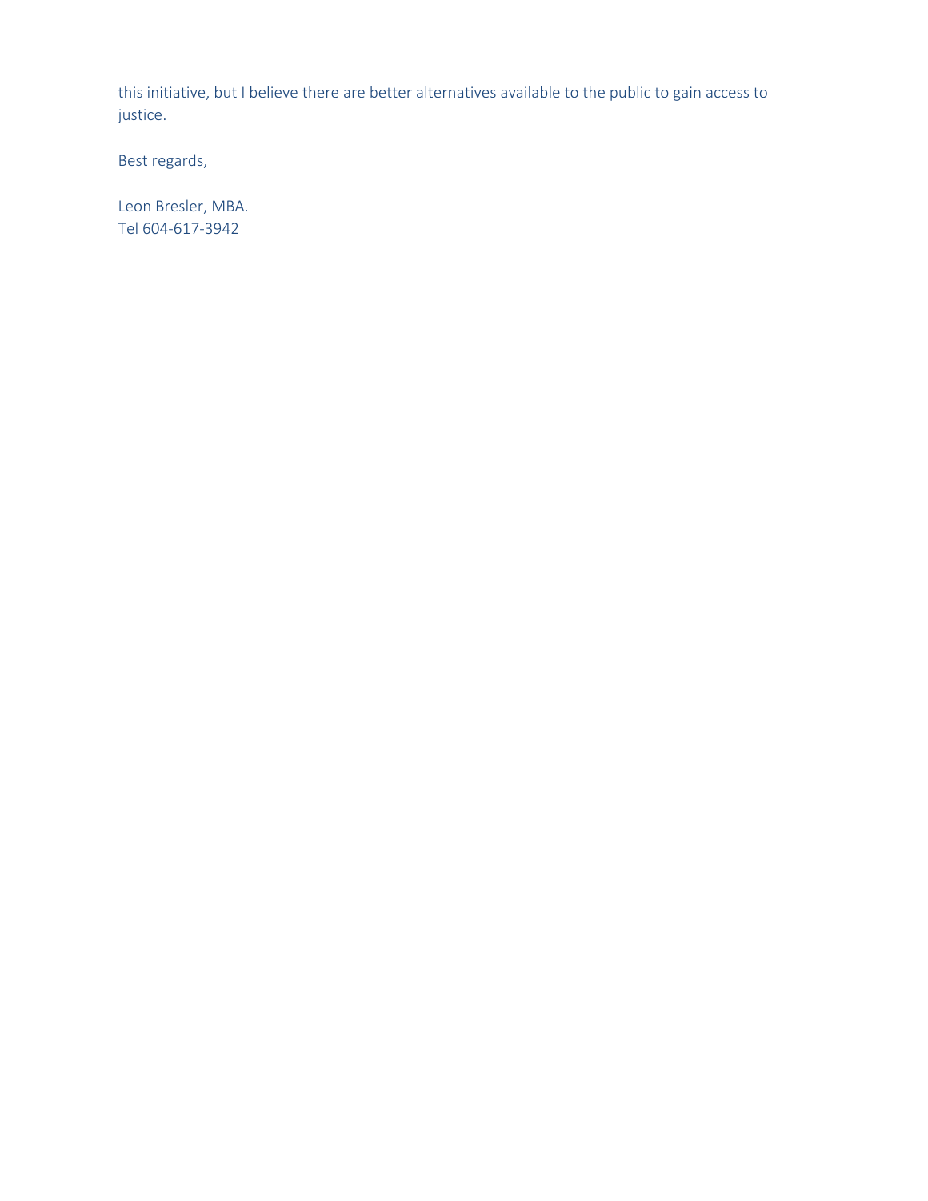this initiative, but I believe there are better alternatives available to the public to gain access to justice.

Best regards,

Leon Bresler, MBA.
Tel 604-617-3942